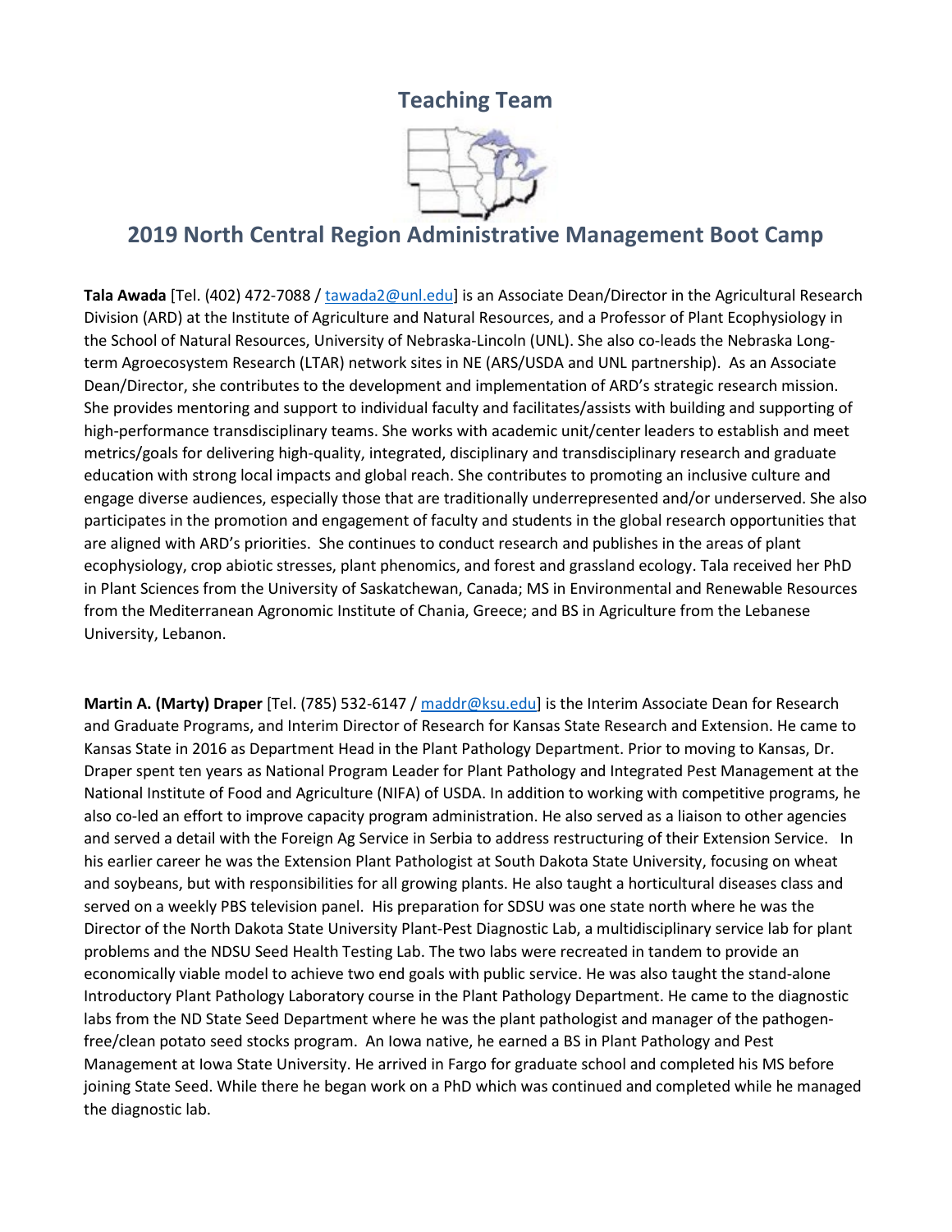## Teaching Team

# 2019 North Central Region Administrative Management Boot Camp

**Tala Awada** [Tel. (402) 472-7088 / tawada2@unl.edu] is an Associate Dean/Director in the Agricultural Research Division (ARD) at the Institute of Agriculture and Natural Resources, and a Professor of Plant Ecophysiology in the School of Natural Resources, University of Nebraska-Lincoln (UNL). She also co-leads the Nebraska Long-term Agroecosystem Research (LTAR) network sites in NE (ARS/USDA and UNL partnership). As an Associate Dean/Director, she contributes to the development and implementation of ARD's strategic research mission. She provides mentoring and support to individual faculty and facilitates/assists with building and supporting of high-performance transdisciplinary teams. She works with academic unit/center leaders to establish and meet metrics/goals for delivering high-quality, integrated, disciplinary and transdisciplinary research and graduate education with strong local impacts and global reach. She contributes to promoting an inclusive culture and engage diverse audiences, especially those that are traditionally underrepresented and/or underserved. She also participates in the promotion and engagement of faculty and students in the global research opportunities that are aligned with ARD's priorities. She continues to conduct research and publishes in the areas of plant ecophysiology, crop abiotic stresses, plant phenomics, and forest and grassland ecology. Tala received her PhD in Plant Sciences from the University of Saskatchewan, Canada; MS in Environmental and Renewable Resources from the Mediterranean Agronomic Institute of Chania, Greece; and BS in Agriculture from the Lebanese University, Lebanon.

**Martin A. (Marty) Draper** [Tel. (785) 532-6147 / maddr@ksu.edu] is the Interim Associate Dean for Research and Graduate Programs, and Interim Director of Research for Kansas State Research and Extension. He came to Kansas State in 2016 as Department Head in the Plant Pathology Department. Prior to moving to Kansas, Dr. Draper spent ten years as National Program Leader for Plant Pathology and Integrated Pest Management at the National Institute of Food and Agriculture (NIFA) of USDA. In addition to working with competitive programs, he also co-led an effort to improve capacity program administration. He also served as a liaison to other agencies and served a detail with the Foreign Ag Service in Serbia to address restructuring of their Extension Service. In his earlier career he was the Extension Plant Pathologist at South Dakota State University, focusing on wheat and soybeans, but with responsibilities for all growing plants. He also taught a horticultural diseases class and served on a weekly PBS television panel. His preparation for SDSU was one state north where he was the Director of the North Dakota State University Plant-Pest Diagnostic Lab, a multidisciplinary service lab for plant problems and the NDSU Seed Health Testing Lab. The two labs were recreated in tandem to provide an economically viable model to achieve two end goals with public service. He was also taught the stand-alone Introductory Plant Pathology Laboratory course in the Plant Pathology Department. He came to the diagnostic labs from the ND State Seed Department where he was the plant pathologist and manager of the pathogen-free/clean potato seed stocks program. An Iowa native, he earned a BS in Plant Pathology and Pest Management at Iowa State University. He arrived in Fargo for graduate school and completed his MS before joining State Seed. While there he began work on a PhD which was continued and completed while he managed the diagnostic lab.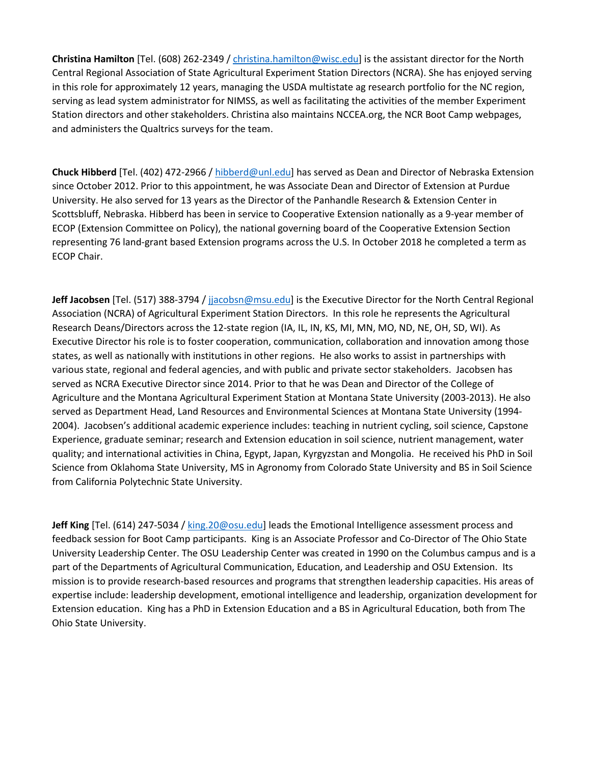**Christina Hamilton** [Tel. (608) 262-2349 / christina.hamilton@wisc.edu] is the assistant director for the North Central Regional Association of State Agricultural Experiment Station Directors (NCRA). She has enjoyed serving in this role for approximately 12 years, managing the USDA multistate ag research portfolio for the NC region, serving as lead system administrator for NIMSS, as well as facilitating the activities of the member Experiment Station directors and other stakeholders. Christina also maintains NCCEA.org, the NCR Boot Camp webpages, and administers the Qualtrics surveys for the team.

**Chuck Hibberd** [Tel. (402) 472-2966 / hibberd@unl.edu] has served as Dean and Director of Nebraska Extension since October 2012. Prior to this appointment, he was Associate Dean and Director of Extension at Purdue University. He also served for 13 years as the Director of the Panhandle Research & Extension Center in Scottsbluff, Nebraska. Hibberd has been in service to Cooperative Extension nationally as a 9-year member of ECOP (Extension Committee on Policy), the national governing board of the Cooperative Extension Section representing 76 land-grant based Extension programs across the U.S. In October 2018 he completed a term as ECOP Chair.

**Jeff Jacobsen** [Tel. (517) 388-3794 / jjacobsn@msu.edu] is the Executive Director for the North Central Regional Association (NCRA) of Agricultural Experiment Station Directors. In this role he represents the Agricultural Research Deans/Directors across the 12-state region (IA, IL, IN, KS, MI, MN, MO, ND, NE, OH, SD, WI). As Executive Director his role is to foster cooperation, communication, collaboration and innovation among those states, as well as nationally with institutions in other regions. He also works to assist in partnerships with various state, regional and federal agencies, and with public and private sector stakeholders. Jacobsen has served as NCRA Executive Director since 2014. Prior to that he was Dean and Director of the College of Agriculture and the Montana Agricultural Experiment Station at Montana State University (2003-2013). He also served as Department Head, Land Resources and Environmental Sciences at Montana State University (1994-2004). Jacobsen's additional academic experience includes: teaching in nutrient cycling, soil science, Capstone Experience, graduate seminar; research and Extension education in soil science, nutrient management, water quality; and international activities in China, Egypt, Japan, Kyrgyzstan and Mongolia. He received his PhD in Soil Science from Oklahoma State University, MS in Agronomy from Colorado State University and BS in Soil Science from California Polytechnic State University.

**Jeff King** [Tel. (614) 247-5034 / king.20@osu.edu] leads the Emotional Intelligence assessment process and feedback session for Boot Camp participants. King is an Associate Professor and Co-Director of The Ohio State University Leadership Center. The OSU Leadership Center was created in 1990 on the Columbus campus and is a part of the Departments of Agricultural Communication, Education, and Leadership and OSU Extension. Its mission is to provide research-based resources and programs that strengthen leadership capacities. His areas of expertise include: leadership development, emotional intelligence and leadership, organization development for Extension education. King has a PhD in Extension Education and a BS in Agricultural Education, both from The Ohio State University.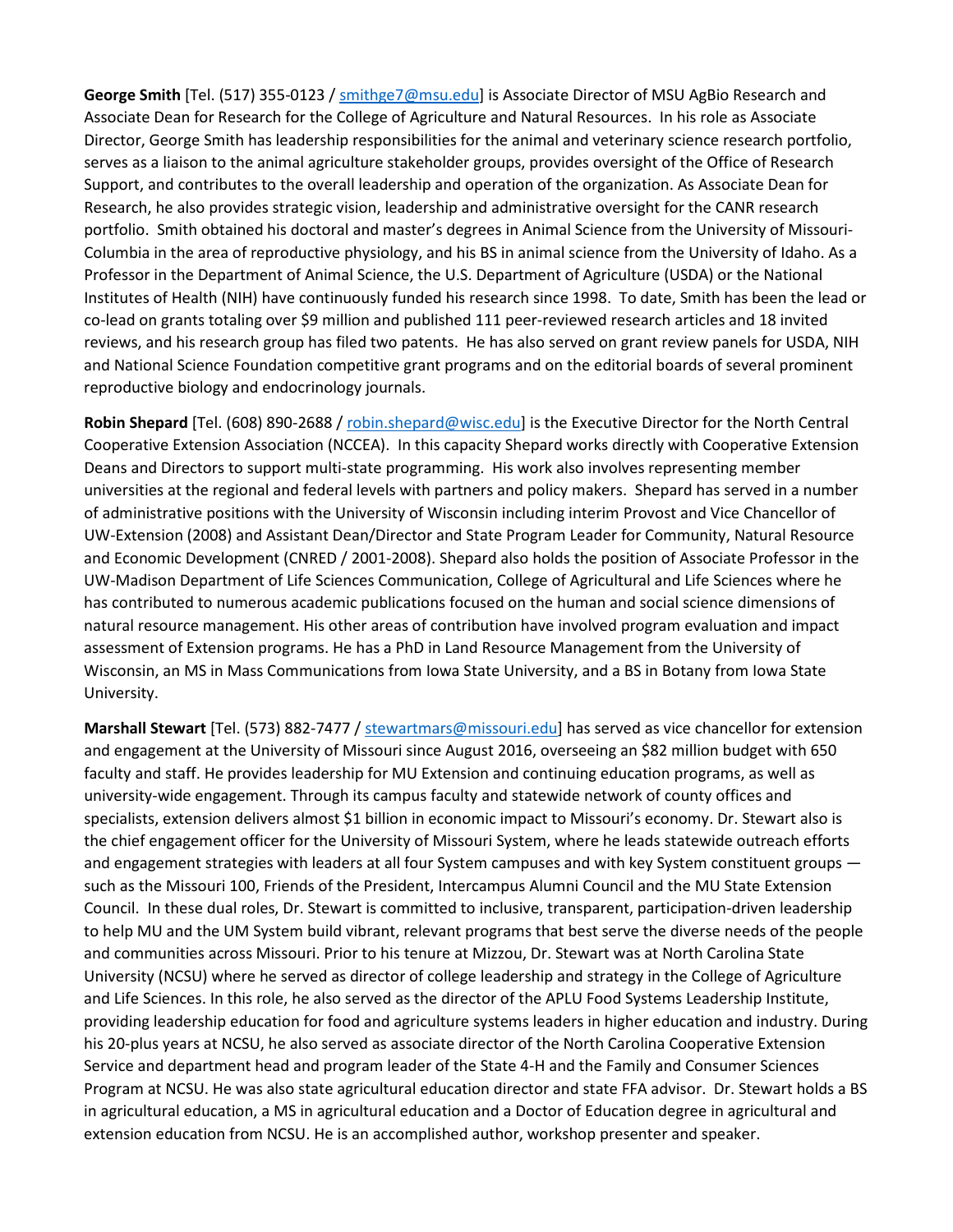**George Smith** [Tel. (517) 355-0123 / smithge7@msu.edu] is Associate Director of MSU AgBio Research and Associate Dean for Research for the College of Agriculture and Natural Resources. In his role as Associate Director, George Smith has leadership responsibilities for the animal and veterinary science research portfolio, serves as a liaison to the animal agriculture stakeholder groups, provides oversight of the Office of Research Support, and contributes to the overall leadership and operation of the organization. As Associate Dean for Research, he also provides strategic vision, leadership and administrative oversight for the CANR research portfolio. Smith obtained his doctoral and master's degrees in Animal Science from the University of Missouri-Columbia in the area of reproductive physiology, and his BS in animal science from the University of Idaho. As a Professor in the Department of Animal Science, the U.S. Department of Agriculture (USDA) or the National Institutes of Health (NIH) have continuously funded his research since 1998. To date, Smith has been the lead or co-lead on grants totaling over $9 million and published 111 peer-reviewed research articles and 18 invited reviews, and his research group has filed two patents. He has also served on grant review panels for USDA, NIH and National Science Foundation competitive grant programs and on the editorial boards of several prominent reproductive biology and endocrinology journals.

**Robin Shepard** [Tel. (608) 890-2688 / robin.shepard@wisc.edu] is the Executive Director for the North Central Cooperative Extension Association (NCCEA). In this capacity Shepard works directly with Cooperative Extension Deans and Directors to support multi-state programming. His work also involves representing member universities at the regional and federal levels with partners and policy makers. Shepard has served in a number of administrative positions with the University of Wisconsin including interim Provost and Vice Chancellor of UW-Extension (2008) and Assistant Dean/Director and State Program Leader for Community, Natural Resource and Economic Development (CNRED / 2001-2008). Shepard also holds the position of Associate Professor in the UW-Madison Department of Life Sciences Communication, College of Agricultural and Life Sciences where he has contributed to numerous academic publications focused on the human and social science dimensions of natural resource management. His other areas of contribution have involved program evaluation and impact assessment of Extension programs. He has a PhD in Land Resource Management from the University of Wisconsin, an MS in Mass Communications from Iowa State University, and a BS in Botany from Iowa State University.

**Marshall Stewart** [Tel. (573) 882-7477 / stewartmars@missouri.edu] has served as vice chancellor for extension and engagement at the University of Missouri since August 2016, overseeing an $82 million budget with 650 faculty and staff. He provides leadership for MU Extension and continuing education programs, as well as university-wide engagement. Through its campus faculty and statewide network of county offices and specialists, extension delivers almost $1 billion in economic impact to Missouri's economy. Dr. Stewart also is the chief engagement officer for the University of Missouri System, where he leads statewide outreach efforts and engagement strategies with leaders at all four System campuses and with key System constituent groups — such as the Missouri 100, Friends of the President, Intercampus Alumni Council and the MU State Extension Council. In these dual roles, Dr. Stewart is committed to inclusive, transparent, participation-driven leadership to help MU and the UM System build vibrant, relevant programs that best serve the diverse needs of the people and communities across Missouri. Prior to his tenure at Mizzou, Dr. Stewart was at North Carolina State University (NCSU) where he served as director of college leadership and strategy in the College of Agriculture and Life Sciences. In this role, he also served as the director of the APLU Food Systems Leadership Institute, providing leadership education for food and agriculture systems leaders in higher education and industry. During his 20-plus years at NCSU, he also served as associate director of the North Carolina Cooperative Extension Service and department head and program leader of the State 4-H and the Family and Consumer Sciences Program at NCSU. He was also state agricultural education director and state FFA advisor. Dr. Stewart holds a BS in agricultural education, a MS in agricultural education and a Doctor of Education degree in agricultural and extension education from NCSU. He is an accomplished author, workshop presenter and speaker.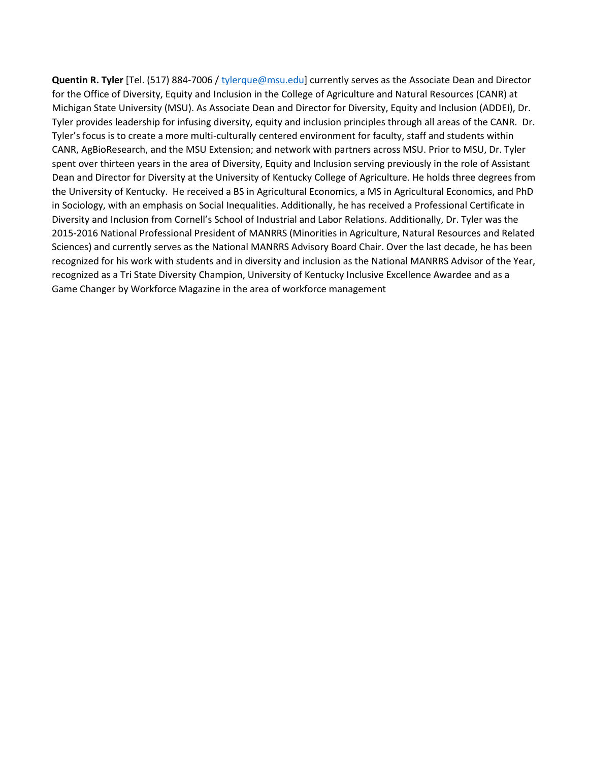**Quentin R. Tyler** [Tel. (517) 884-7006 / tylerque@msu.edu] currently serves as the Associate Dean and Director for the Office of Diversity, Equity and Inclusion in the College of Agriculture and Natural Resources (CANR) at Michigan State University (MSU). As Associate Dean and Director for Diversity, Equity and Inclusion (ADDEI), Dr. Tyler provides leadership for infusing diversity, equity and inclusion principles through all areas of the CANR. Dr. Tyler's focus is to create a more multi-culturally centered environment for faculty, staff and students within CANR, AgBioResearch, and the MSU Extension; and network with partners across MSU. Prior to MSU, Dr. Tyler spent over thirteen years in the area of Diversity, Equity and Inclusion serving previously in the role of Assistant Dean and Director for Diversity at the University of Kentucky College of Agriculture. He holds three degrees from the University of Kentucky. He received a BS in Agricultural Economics, a MS in Agricultural Economics, and PhD in Sociology, with an emphasis on Social Inequalities. Additionally, he has received a Professional Certificate in Diversity and Inclusion from Cornell's School of Industrial and Labor Relations. Additionally, Dr. Tyler was the 2015-2016 National Professional President of MANRRS (Minorities in Agriculture, Natural Resources and Related Sciences) and currently serves as the National MANRRS Advisory Board Chair. Over the last decade, he has been recognized for his work with students and in diversity and inclusion as the National MANRRS Advisor of the Year, recognized as a Tri State Diversity Champion, University of Kentucky Inclusive Excellence Awardee and as a Game Changer by Workforce Magazine in the area of workforce management